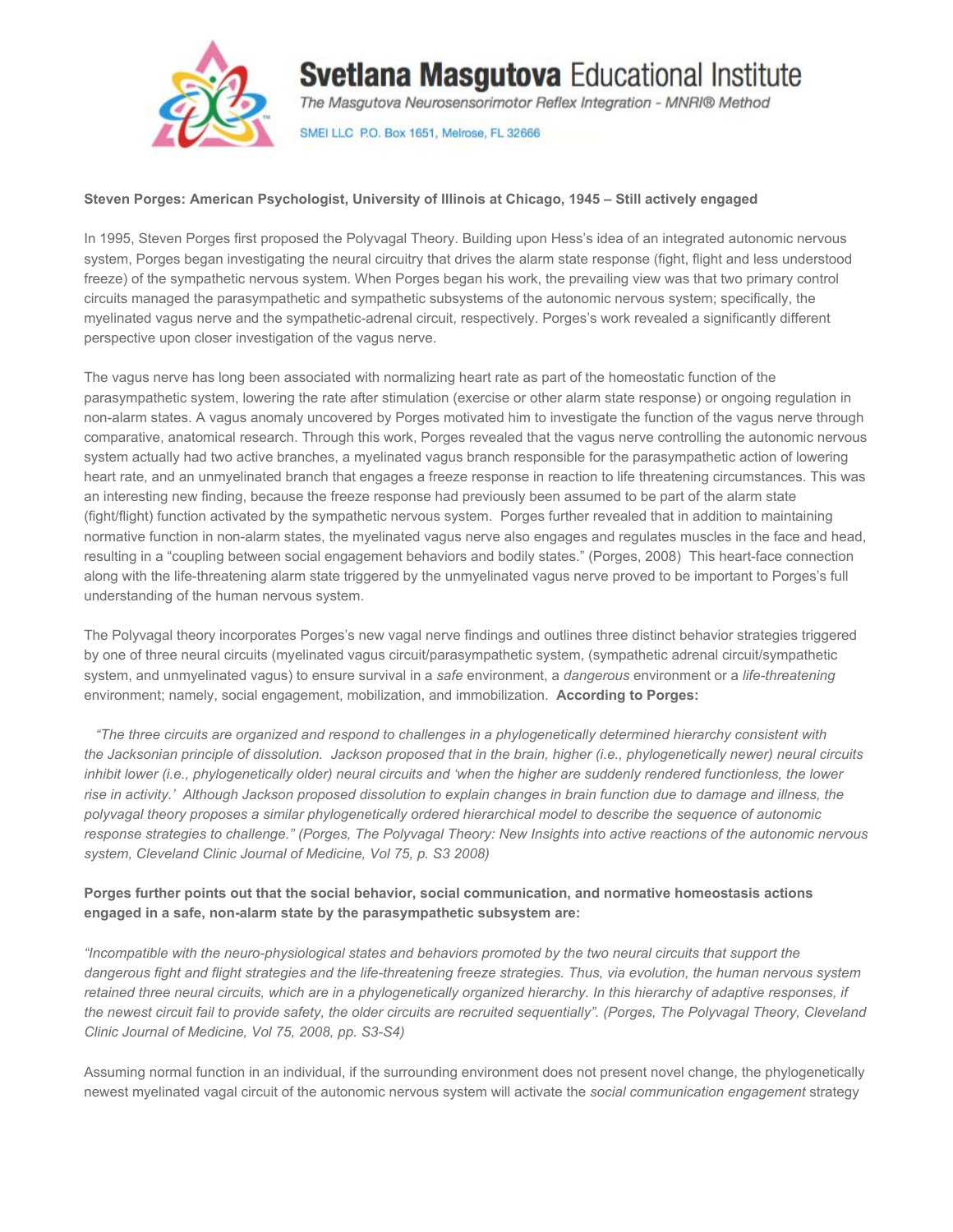**Svetlana Masgutova** Educational Institute

*The Masgutova Neurosensorimotor Reflex Integration - MNRI® Method*

SMEI LLC P.O. Box 1651, Melrose, FL 32666

**Steven Porges: American Psychologist, University of Illinois at Chicago, 1945 – Still actively engaged**

In 1995, Steven Porges first proposed the Polyvagal Theory. Building upon Hess's idea of an integrated autonomic nervous system, Porges began investigating the neural circuitry that drives the alarm state response (fight, flight and less understood freeze) of the sympathetic nervous system. When Porges began his work, the prevailing view was that two primary control circuits managed the parasympathetic and sympathetic subsystems of the autonomic nervous system; specifically, the myelinated vagus nerve and the sympathetic-adrenal circuit, respectively. Porges's work revealed a significantly different perspective upon closer investigation of the vagus nerve.

The vagus nerve has long been associated with normalizing heart rate as part of the homeostatic function of the parasympathetic system, lowering the rate after stimulation (exercise or other alarm state response) or ongoing regulation in non-alarm states. A vagus anomaly uncovered by Porges motivated him to investigate the function of the vagus nerve through comparative, anatomical research. Through this work, Porges revealed that the vagus nerve controlling the autonomic nervous system actually had two active branches, a myelinated vagus branch responsible for the parasympathetic action of lowering heart rate, and an unmyelinated branch that engages a freeze response in reaction to life threatening circumstances. This was an interesting new finding, because the freeze response had previously been assumed to be part of the alarm state (fight/flight) function activated by the sympathetic nervous system. Porges further revealed that in addition to maintaining normative function in non-alarm states, the myelinated vagus nerve also engages and regulates muscles in the face and head, resulting in a "coupling between social engagement behaviors and bodily states." (Porges, 2008) This heart-face connection along with the life-threatening alarm state triggered by the unmyelinated vagus nerve proved to be important to Porges's full understanding of the human nervous system.

The Polyvagal theory incorporates Porges's new vagal nerve findings and outlines three distinct behavior strategies triggered by one of three neural circuits (myelinated vagus circuit/parasympathetic system, (sympathetic adrenal circuit/sympathetic system, and unmyelinated vagus) to ensure survival in a *safe* environment, a *dangerous* environment or a *life-threatening* environment; namely, social engagement, mobilization, and immobilization. **According to Porges:**

*"The three circuits are organized and respond to challenges in a phylogenetically determined hierarchy consistent with the Jacksonian principle of dissolution. Jackson proposed that in the brain, higher (i.e., phylogenetically newer) neural circuits inhibit lower (i.e., phylogenetically older) neural circuits and 'when the higher are suddenly rendered functionless, the lower rise in activity.' Although Jackson proposed dissolution to explain changes in brain function due to damage and illness, the polyvagal theory proposes a similar phylogenetically ordered hierarchical model to describe the sequence of autonomic response strategies to challenge." (Porges, The Polyvagal Theory: New Insights into active reactions of the autonomic nervous system, Cleveland Clinic Journal of Medicine, Vol 75, p. S3 2008)*

**Porges further points out that the social behavior, social communication, and normative homeostasis actions engaged in a safe, non-alarm state by the parasympathetic subsystem are:**

*"Incompatible with the neuro-physiological states and behaviors promoted by the two neural circuits that support the dangerous fight and flight strategies and the life-threatening freeze strategies. Thus, via evolution, the human nervous system retained three neural circuits, which are in a phylogenetically organized hierarchy. In this hierarchy of adaptive responses, if the newest circuit fail to provide safety, the older circuits are recruited sequentially". (Porges, The Polyvagal Theory, Cleveland Clinic Journal of Medicine, Vol 75, 2008, pp. S3-S4)*

Assuming normal function in an individual, if the surrounding environment does not present novel change, the phylogenetically newest myelinated vagal circuit of the autonomic nervous system will activate the *social communication engagement* strategy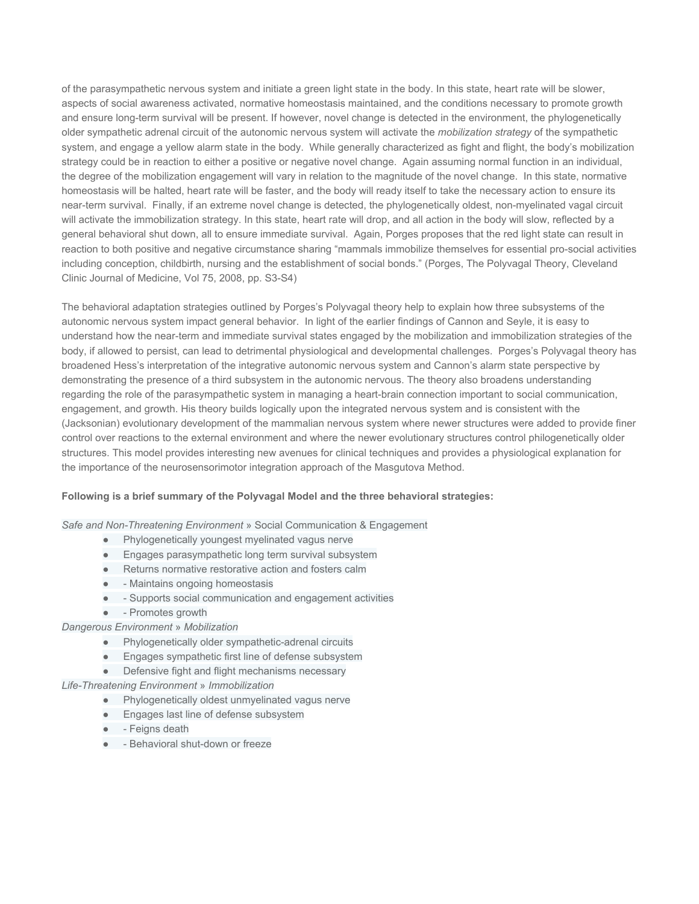of the parasympathetic nervous system and initiate a green light state in the body. In this state, heart rate will be slower, aspects of social awareness activated, normative homeostasis maintained, and the conditions necessary to promote growth and ensure long-term survival will be present. If however, novel change is detected in the environment, the phylogenetically older sympathetic adrenal circuit of the autonomic nervous system will activate the *mobilization strategy* of the sympathetic system, and engage a yellow alarm state in the body. While generally characterized as fight and flight, the body's mobilization strategy could be in reaction to either a positive or negative novel change. Again assuming normal function in an individual, the degree of the mobilization engagement will vary in relation to the magnitude of the novel change. In this state, normative homeostasis will be halted, heart rate will be faster, and the body will ready itself to take the necessary action to ensure its near-term survival. Finally, if an extreme novel change is detected, the phylogenetically oldest, non-myelinated vagal circuit will activate the immobilization strategy. In this state, heart rate will drop, and all action in the body will slow, reflected by a general behavioral shut down, all to ensure immediate survival. Again, Porges proposes that the red light state can result in reaction to both positive and negative circumstance sharing "mammals immobilize themselves for essential pro-social activities including conception, childbirth, nursing and the establishment of social bonds." (Porges, The Polyvagal Theory, Cleveland Clinic Journal of Medicine, Vol 75, 2008, pp. S3-S4)

The behavioral adaptation strategies outlined by Porges's Polyvagal theory help to explain how three subsystems of the autonomic nervous system impact general behavior. In light of the earlier findings of Cannon and Seyle, it is easy to understand how the near-term and immediate survival states engaged by the mobilization and immobilization strategies of the body, if allowed to persist, can lead to detrimental physiological and developmental challenges. Porges's Polyvagal theory has broadened Hess's interpretation of the integrative autonomic nervous system and Cannon's alarm state perspective by demonstrating the presence of a third subsystem in the autonomic nervous. The theory also broadens understanding regarding the role of the parasympathetic system in managing a heart-brain connection important to social communication, engagement, and growth. His theory builds logically upon the integrated nervous system and is consistent with the (Jacksonian) evolutionary development of the mammalian nervous system where newer structures were added to provide finer control over reactions to the external environment and where the newer evolutionary structures control philogenetically older structures. This model provides interesting new avenues for clinical techniques and provides a physiological explanation for the importance of the neurosensorimotor integration approach of the Masgutova Method.

**Following is a brief summary of the Polyvagal Model and the three behavioral strategies:**

*Safe and Non-Threatening Environment* » Social Communication & Engagement

- Phylogenetically youngest myelinated vagus nerve
- Engages parasympathetic long term survival subsystem
- Returns normative restorative action and fosters calm
- - Maintains ongoing homeostasis
- - Supports social communication and engagement activities
- - Promotes growth

*Dangerous Environment* » *Mobilization*

- Phylogenetically older sympathetic-adrenal circuits
- Engages sympathetic first line of defense subsystem
- Defensive fight and flight mechanisms necessary

*Life-Threatening Environment* » *Immobilization*

- Phylogenetically oldest unmyelinated vagus nerve
- Engages last line of defense subsystem
- - Feigns death
- - Behavioral shut-down or freeze